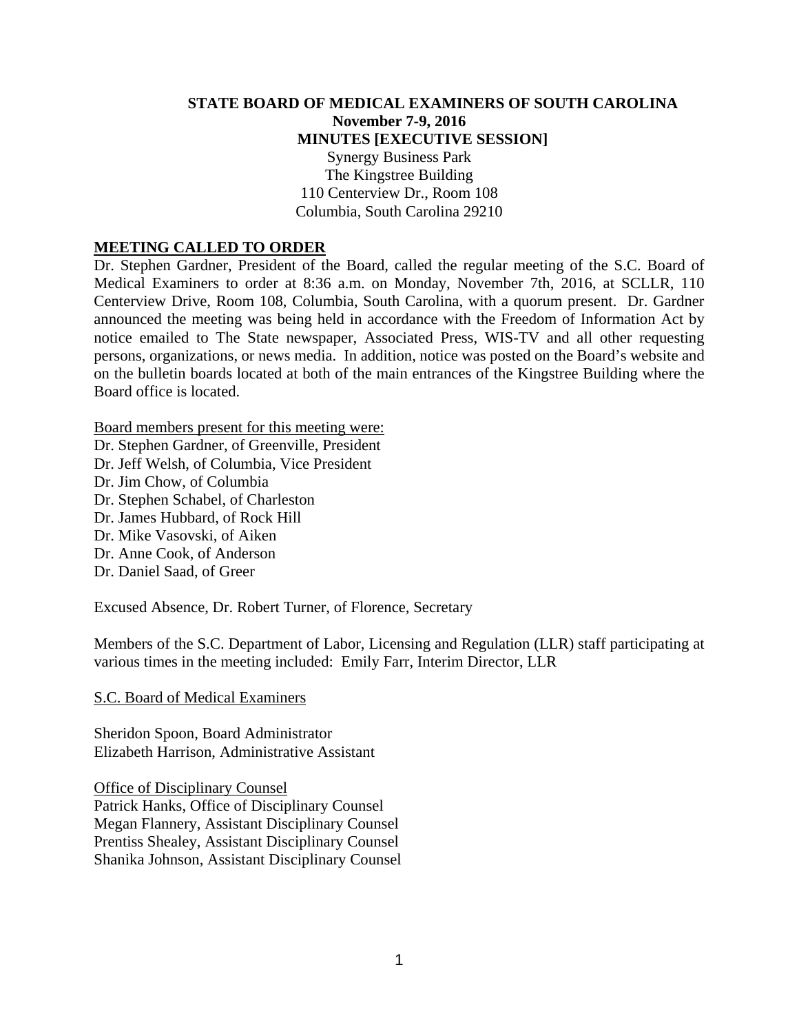**STATE BOARD OF MEDICAL EXAMINERS OF SOUTH CAROLINA**
**November 7-9, 2016**
**MINUTES [EXECUTIVE SESSION]**

Synergy Business Park
The Kingstree Building
110 Centerview Dr., Room 108
Columbia, South Carolina 29210

## MEETING CALLED TO ORDER

Dr. Stephen Gardner, President of the Board, called the regular meeting of the S.C. Board of Medical Examiners to order at 8:36 a.m. on Monday, November 7th, 2016, at SCLLR, 110 Centerview Drive, Room 108, Columbia, South Carolina, with a quorum present. Dr. Gardner announced the meeting was being held in accordance with the Freedom of Information Act by notice emailed to The State newspaper, Associated Press, WIS-TV and all other requesting persons, organizations, or news media. In addition, notice was posted on the Board's website and on the bulletin boards located at both of the main entrances of the Kingstree Building where the Board office is located.

Board members present for this meeting were:
Dr. Stephen Gardner, of Greenville, President
Dr. Jeff Welsh, of Columbia, Vice President
Dr. Jim Chow, of Columbia
Dr. Stephen Schabel, of Charleston
Dr. James Hubbard, of Rock Hill
Dr. Mike Vasovski, of Aiken
Dr. Anne Cook, of Anderson
Dr. Daniel Saad, of Greer

Excused Absence, Dr. Robert Turner, of Florence, Secretary

Members of the S.C. Department of Labor, Licensing and Regulation (LLR) staff participating at various times in the meeting included: Emily Farr, Interim Director, LLR

S.C. Board of Medical Examiners

Sheridon Spoon, Board Administrator
Elizabeth Harrison, Administrative Assistant

Office of Disciplinary Counsel
Patrick Hanks, Office of Disciplinary Counsel
Megan Flannery, Assistant Disciplinary Counsel
Prentiss Shealey, Assistant Disciplinary Counsel
Shanika Johnson, Assistant Disciplinary Counsel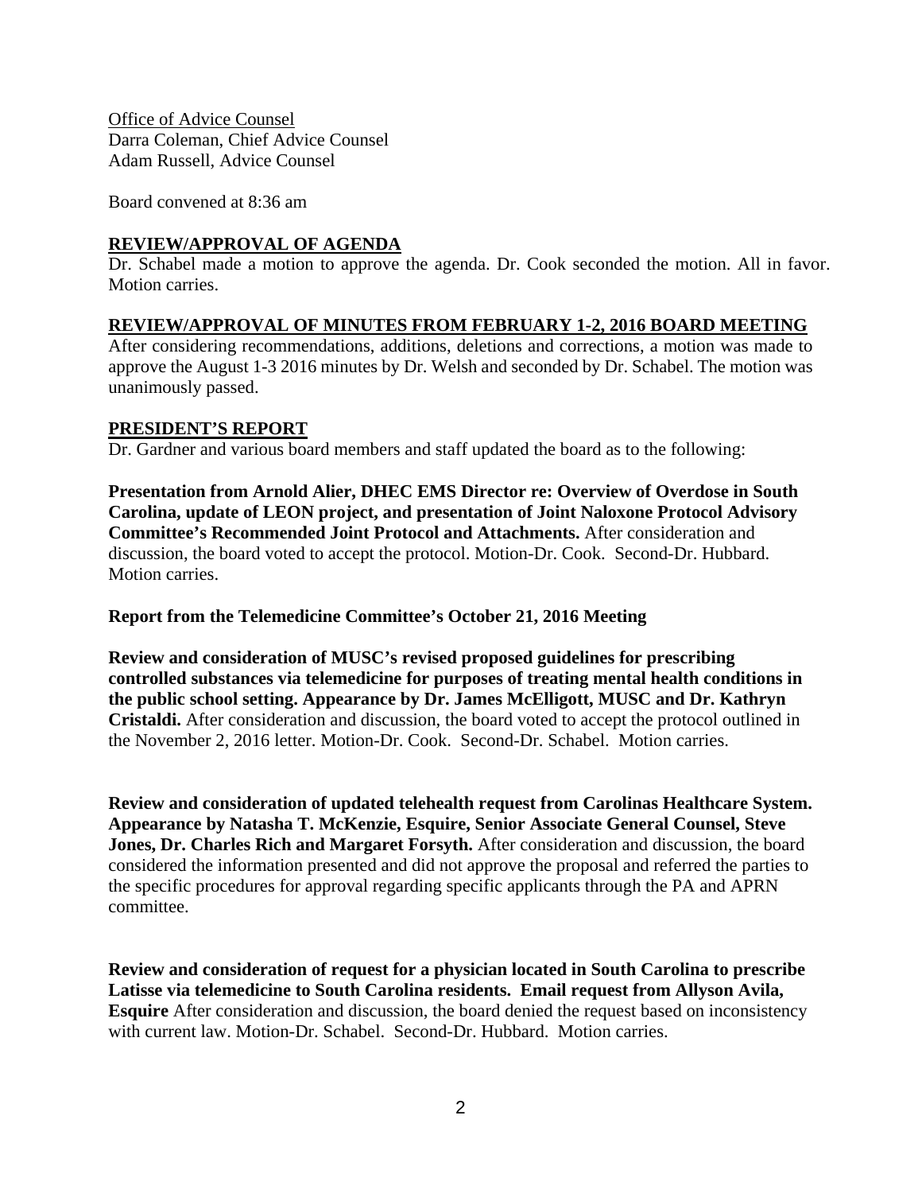Office of Advice Counsel
Darra Coleman, Chief Advice Counsel
Adam Russell, Advice Counsel

Board convened at 8:36 am

## REVIEW/APPROVAL OF AGENDA

Dr. Schabel made a motion to approve the agenda. Dr. Cook seconded the motion. All in favor. Motion carries.

## REVIEW/APPROVAL OF MINUTES FROM FEBRUARY 1-2, 2016 BOARD MEETING

After considering recommendations, additions, deletions and corrections, a motion was made to approve the August 1-3 2016 minutes by Dr. Welsh and seconded by Dr. Schabel. The motion was unanimously passed.

## PRESIDENT'S REPORT

Dr. Gardner and various board members and staff updated the board as to the following:

**Presentation from Arnold Alier, DHEC EMS Director re: Overview of Overdose in South Carolina, update of LEON project, and presentation of Joint Naloxone Protocol Advisory Committee's Recommended Joint Protocol and Attachments.** After consideration and discussion, the board voted to accept the protocol. Motion-Dr. Cook. Second-Dr. Hubbard. Motion carries.

**Report from the Telemedicine Committee's October 21, 2016 Meeting**

**Review and consideration of MUSC's revised proposed guidelines for prescribing controlled substances via telemedicine for purposes of treating mental health conditions in the public school setting. Appearance by Dr. James McElligott, MUSC and Dr. Kathryn Cristaldi.** After consideration and discussion, the board voted to accept the protocol outlined in the November 2, 2016 letter. Motion-Dr. Cook. Second-Dr. Schabel. Motion carries.

**Review and consideration of updated telehealth request from Carolinas Healthcare System. Appearance by Natasha T. McKenzie, Esquire, Senior Associate General Counsel, Steve Jones, Dr. Charles Rich and Margaret Forsyth.** After consideration and discussion, the board considered the information presented and did not approve the proposal and referred the parties to the specific procedures for approval regarding specific applicants through the PA and APRN committee.

**Review and consideration of request for a physician located in South Carolina to prescribe Latisse via telemedicine to South Carolina residents. Email request from Allyson Avila, Esquire** After consideration and discussion, the board denied the request based on inconsistency with current law. Motion-Dr. Schabel. Second-Dr. Hubbard. Motion carries.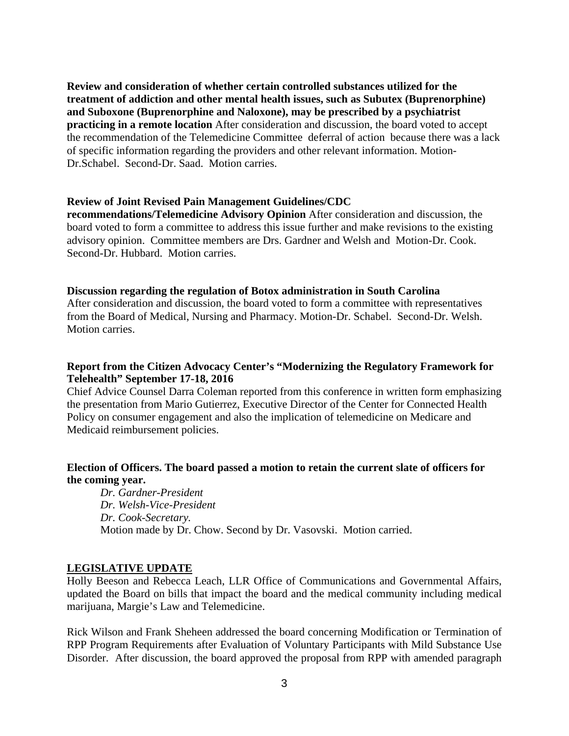**Review and consideration of whether certain controlled substances utilized for the treatment of addiction and other mental health issues, such as Subutex (Buprenorphine) and Suboxone (Buprenorphine and Naloxone), may be prescribed by a psychiatrist practicing in a remote location** After consideration and discussion, the board voted to accept the recommendation of the Telemedicine Committee deferral of action because there was a lack of specific information regarding the providers and other relevant information. Motion-Dr.Schabel. Second-Dr. Saad. Motion carries.

**Review of Joint Revised Pain Management Guidelines/CDC recommendations/Telemedicine Advisory Opinion** After consideration and discussion, the board voted to form a committee to address this issue further and make revisions to the existing advisory opinion. Committee members are Drs. Gardner and Welsh and Motion-Dr. Cook. Second-Dr. Hubbard. Motion carries.

**Discussion regarding the regulation of Botox administration in South Carolina**
After consideration and discussion, the board voted to form a committee with representatives from the Board of Medical, Nursing and Pharmacy. Motion-Dr. Schabel. Second-Dr. Welsh. Motion carries.

**Report from the Citizen Advocacy Center's "Modernizing the Regulatory Framework for Telehealth" September 17-18, 2016**
Chief Advice Counsel Darra Coleman reported from this conference in written form emphasizing the presentation from Mario Gutierrez, Executive Director of the Center for Connected Health Policy on consumer engagement and also the implication of telemedicine on Medicare and Medicaid reimbursement policies.

**Election of Officers. The board passed a motion to retain the current slate of officers for the coming year.**

*Dr. Gardner-President*
*Dr. Welsh-Vice-President*
*Dr. Cook-Secretary.*
Motion made by Dr. Chow. Second by Dr. Vasovski. Motion carried.

**LEGISLATIVE UPDATE**

Holly Beeson and Rebecca Leach, LLR Office of Communications and Governmental Affairs, updated the Board on bills that impact the board and the medical community including medical marijuana, Margie's Law and Telemedicine.

Rick Wilson and Frank Sheheen addressed the board concerning Modification or Termination of RPP Program Requirements after Evaluation of Voluntary Participants with Mild Substance Use Disorder. After discussion, the board approved the proposal from RPP with amended paragraph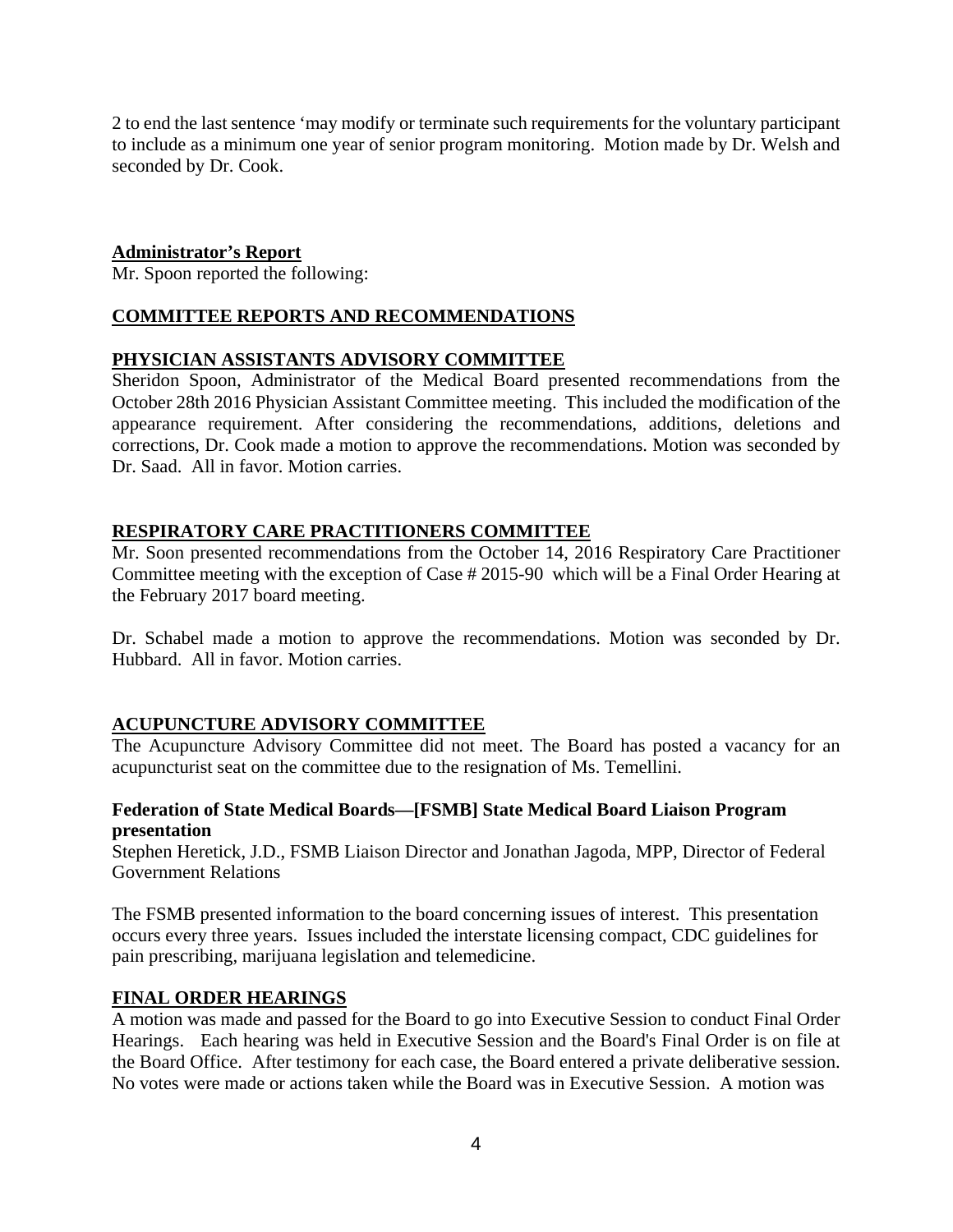2 to end the last sentence ‘may modify or terminate such requirements for the voluntary participant to include as a minimum one year of senior program monitoring. Motion made by Dr. Welsh and seconded by Dr. Cook.

**Administrator’s Report**

Mr. Spoon reported the following:

**COMMITTEE REPORTS AND RECOMMENDATIONS**

**PHYSICIAN ASSISTANTS ADVISORY COMMITTEE**

Sheridon Spoon, Administrator of the Medical Board presented recommendations from the October 28th 2016 Physician Assistant Committee meeting. This included the modification of the appearance requirement. After considering the recommendations, additions, deletions and corrections, Dr. Cook made a motion to approve the recommendations. Motion was seconded by Dr. Saad. All in favor. Motion carries.

**RESPIRATORY CARE PRACTITIONERS COMMITTEE**

Mr. Soon presented recommendations from the October 14, 2016 Respiratory Care Practitioner Committee meeting with the exception of Case # 2015-90 which will be a Final Order Hearing at the February 2017 board meeting.

Dr. Schabel made a motion to approve the recommendations. Motion was seconded by Dr. Hubbard. All in favor. Motion carries.

**ACUPUNCTURE ADVISORY COMMITTEE**

The Acupuncture Advisory Committee did not meet. The Board has posted a vacancy for an acupuncturist seat on the committee due to the resignation of Ms. Temellini.

**Federation of State Medical Boards—[FSMB] State Medical Board Liaison Program presentation**

Stephen Heretick, J.D., FSMB Liaison Director and Jonathan Jagoda, MPP, Director of Federal Government Relations

The FSMB presented information to the board concerning issues of interest. This presentation occurs every three years. Issues included the interstate licensing compact, CDC guidelines for pain prescribing, marijuana legislation and telemedicine.

**FINAL ORDER HEARINGS**

A motion was made and passed for the Board to go into Executive Session to conduct Final Order Hearings. Each hearing was held in Executive Session and the Board's Final Order is on file at the Board Office. After testimony for each case, the Board entered a private deliberative session. No votes were made or actions taken while the Board was in Executive Session. A motion was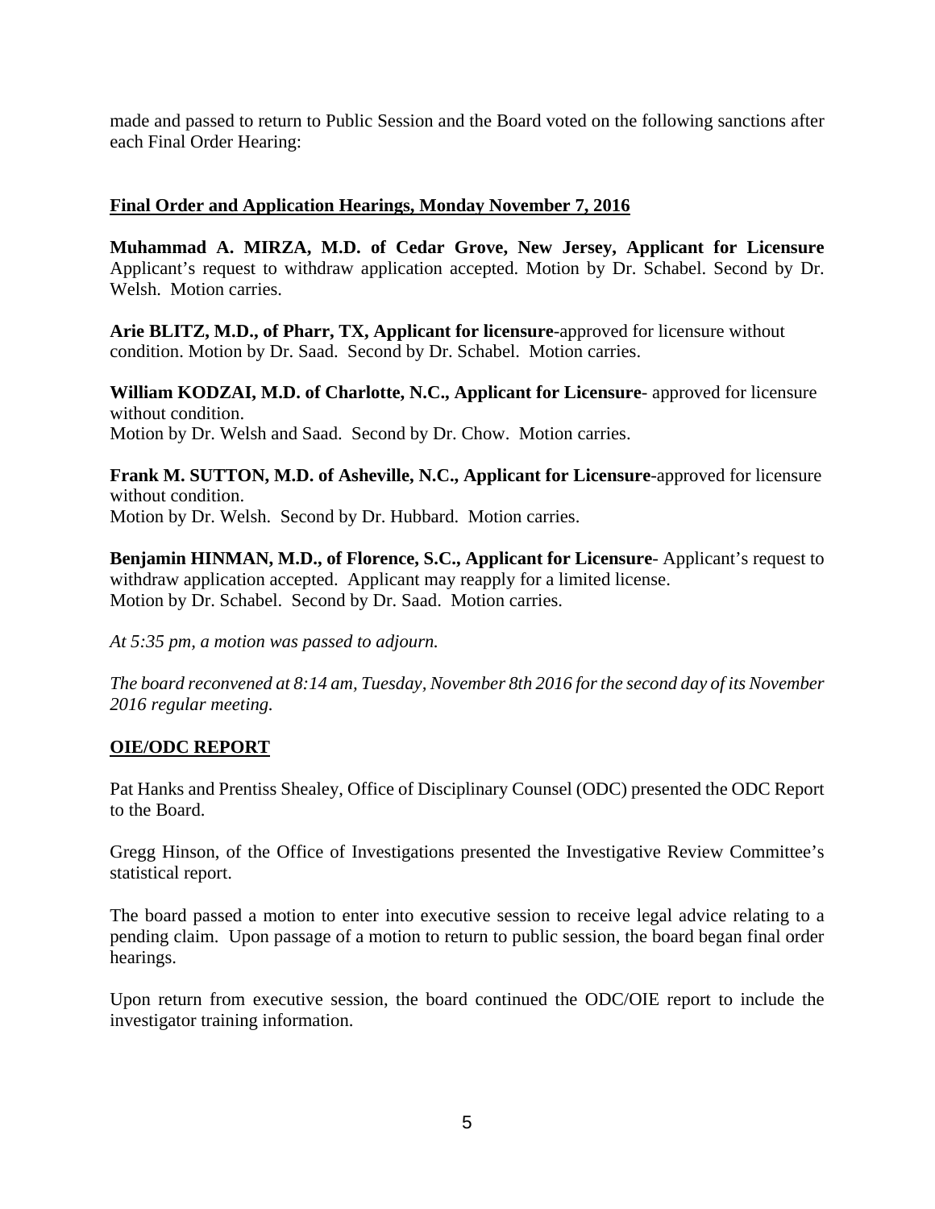made and passed to return to Public Session and the Board voted on the following sanctions after each Final Order Hearing:

## Final Order and Application Hearings, Monday November 7, 2016

**Muhammad A. MIRZA, M.D. of Cedar Grove, New Jersey, Applicant for Licensure** Applicant's request to withdraw application accepted. Motion by Dr. Schabel. Second by Dr. Welsh. Motion carries.

**Arie BLITZ, M.D., of Pharr, TX, Applicant for licensure**-approved for licensure without condition. Motion by Dr. Saad. Second by Dr. Schabel. Motion carries.

**William KODZAI, M.D. of Charlotte, N.C., Applicant for Licensure**- approved for licensure without condition.
Motion by Dr. Welsh and Saad. Second by Dr. Chow. Motion carries.

**Frank M. SUTTON, M.D. of Asheville, N.C., Applicant for Licensure**-approved for licensure without condition.
Motion by Dr. Welsh. Second by Dr. Hubbard. Motion carries.

**Benjamin HINMAN, M.D., of Florence, S.C., Applicant for Licensure**- Applicant's request to withdraw application accepted. Applicant may reapply for a limited license.
Motion by Dr. Schabel. Second by Dr. Saad. Motion carries.

*At 5:35 pm, a motion was passed to adjourn.*

*The board reconvened at 8:14 am, Tuesday, November 8th 2016 for the second day of its November 2016 regular meeting.*

## OIE/ODC REPORT

Pat Hanks and Prentiss Shealey, Office of Disciplinary Counsel (ODC) presented the ODC Report to the Board.

Gregg Hinson, of the Office of Investigations presented the Investigative Review Committee's statistical report.

The board passed a motion to enter into executive session to receive legal advice relating to a pending claim. Upon passage of a motion to return to public session, the board began final order hearings.

Upon return from executive session, the board continued the ODC/OIE report to include the investigator training information.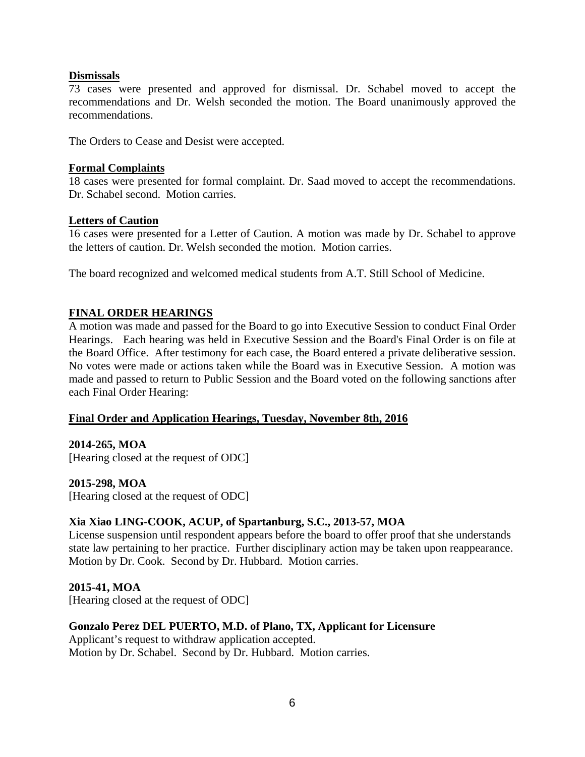**Dismissals**

73 cases were presented and approved for dismissal. Dr. Schabel moved to accept the recommendations and Dr. Welsh seconded the motion. The Board unanimously approved the recommendations.

The Orders to Cease and Desist were accepted.

**Formal Complaints**

18 cases were presented for formal complaint. Dr. Saad moved to accept the recommendations. Dr. Schabel second. Motion carries.

**Letters of Caution**

16 cases were presented for a Letter of Caution. A motion was made by Dr. Schabel to approve the letters of caution. Dr. Welsh seconded the motion. Motion carries.

The board recognized and welcomed medical students from A.T. Still School of Medicine.

## FINAL ORDER HEARINGS

A motion was made and passed for the Board to go into Executive Session to conduct Final Order Hearings. Each hearing was held in Executive Session and the Board's Final Order is on file at the Board Office. After testimony for each case, the Board entered a private deliberative session. No votes were made or actions taken while the Board was in Executive Session. A motion was made and passed to return to Public Session and the Board voted on the following sanctions after each Final Order Hearing:

### Final Order and Application Hearings, Tuesday, November 8th, 2016

**2014-265, MOA**
[Hearing closed at the request of ODC]

**2015-298, MOA**
[Hearing closed at the request of ODC]

**Xia Xiao LING-COOK, ACUP, of Spartanburg, S.C., 2013-57, MOA**
License suspension until respondent appears before the board to offer proof that she understands state law pertaining to her practice. Further disciplinary action may be taken upon reappearance. Motion by Dr. Cook. Second by Dr. Hubbard. Motion carries.

**2015-41, MOA**
[Hearing closed at the request of ODC]

**Gonzalo Perez DEL PUERTO, M.D. of Plano, TX, Applicant for Licensure**
Applicant's request to withdraw application accepted.
Motion by Dr. Schabel. Second by Dr. Hubbard. Motion carries.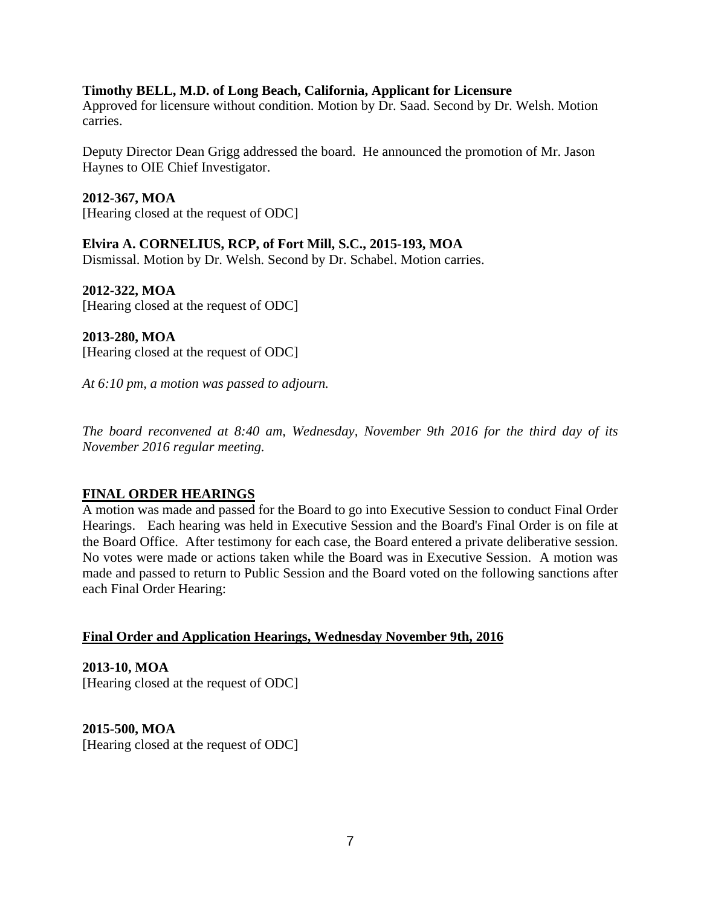**Timothy BELL, M.D. of Long Beach, California, Applicant for Licensure**
Approved for licensure without condition. Motion by Dr. Saad. Second by Dr. Welsh. Motion carries.

Deputy Director Dean Grigg addressed the board. He announced the promotion of Mr. Jason Haynes to OIE Chief Investigator.

**2012-367, MOA**
[Hearing closed at the request of ODC]

**Elvira A. CORNELIUS, RCP, of Fort Mill, S.C., 2015-193, MOA**
Dismissal. Motion by Dr. Welsh. Second by Dr. Schabel. Motion carries.

**2012-322, MOA**
[Hearing closed at the request of ODC]

**2013-280, MOA**
[Hearing closed at the request of ODC]

*At 6:10 pm, a motion was passed to adjourn.*

*The board reconvened at 8:40 am, Wednesday, November 9th 2016 for the third day of its November 2016 regular meeting.*

## FINAL ORDER HEARINGS

A motion was made and passed for the Board to go into Executive Session to conduct Final Order Hearings. Each hearing was held in Executive Session and the Board's Final Order is on file at the Board Office. After testimony for each case, the Board entered a private deliberative session. No votes were made or actions taken while the Board was in Executive Session. A motion was made and passed to return to Public Session and the Board voted on the following sanctions after each Final Order Hearing:

## Final Order and Application Hearings, Wednesday November 9th, 2016

**2013-10, MOA**
[Hearing closed at the request of ODC]

**2015-500, MOA**
[Hearing closed at the request of ODC]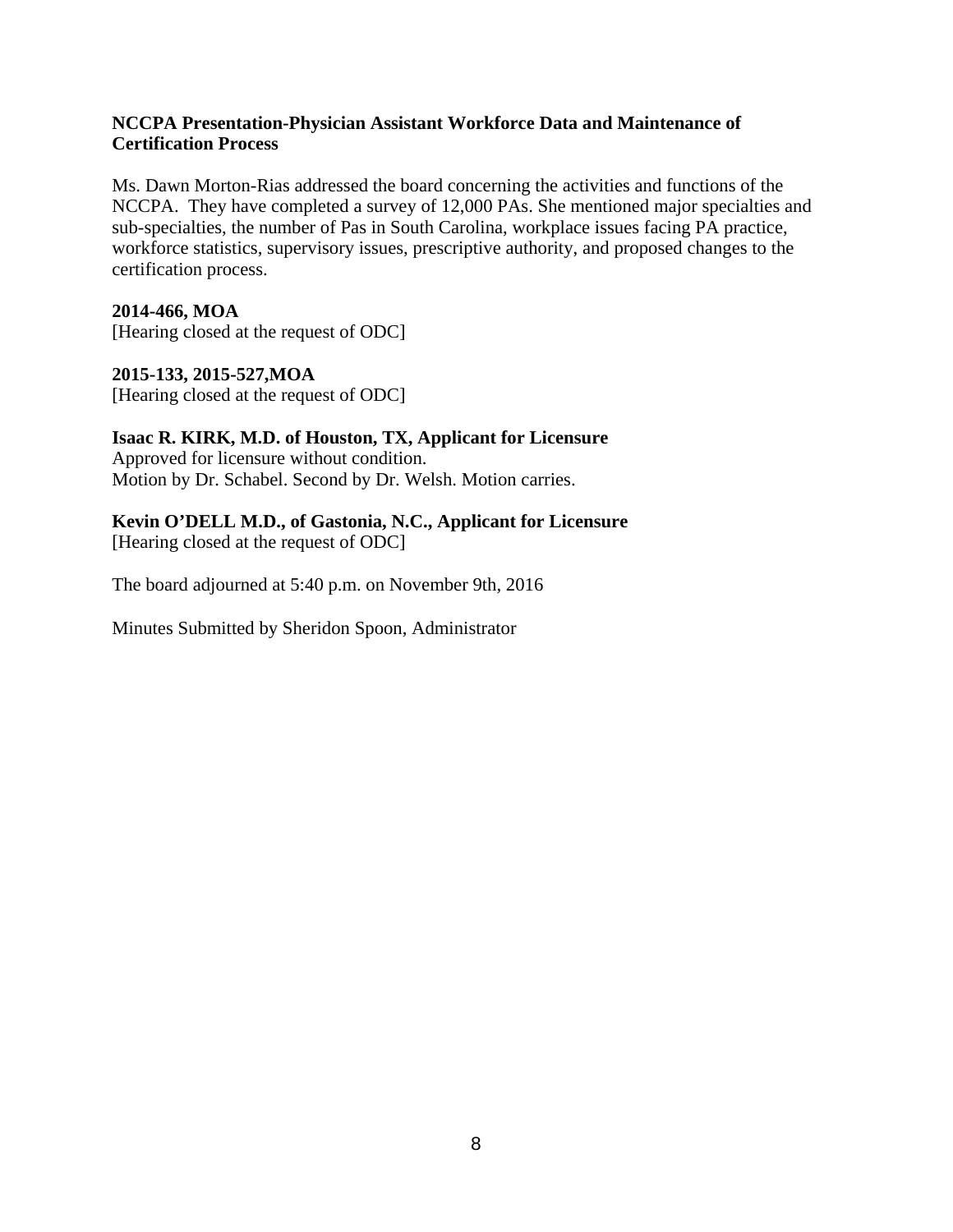**NCCPA Presentation-Physician Assistant Workforce Data and Maintenance of Certification Process**

Ms. Dawn Morton-Rias addressed the board concerning the activities and functions of the NCCPA. They have completed a survey of 12,000 PAs. She mentioned major specialties and sub-specialties, the number of Pas in South Carolina, workplace issues facing PA practice, workforce statistics, supervisory issues, prescriptive authority, and proposed changes to the certification process.

**2014-466, MOA**
[Hearing closed at the request of ODC]

**2015-133, 2015-527,MOA**
[Hearing closed at the request of ODC]

**Isaac R. KIRK, M.D. of Houston, TX, Applicant for Licensure**
Approved for licensure without condition.
Motion by Dr. Schabel. Second by Dr. Welsh. Motion carries.

**Kevin O'DELL M.D., of Gastonia, N.C., Applicant for Licensure**
[Hearing closed at the request of ODC]

The board adjourned at 5:40 p.m. on November 9th, 2016

Minutes Submitted by Sheridon Spoon, Administrator